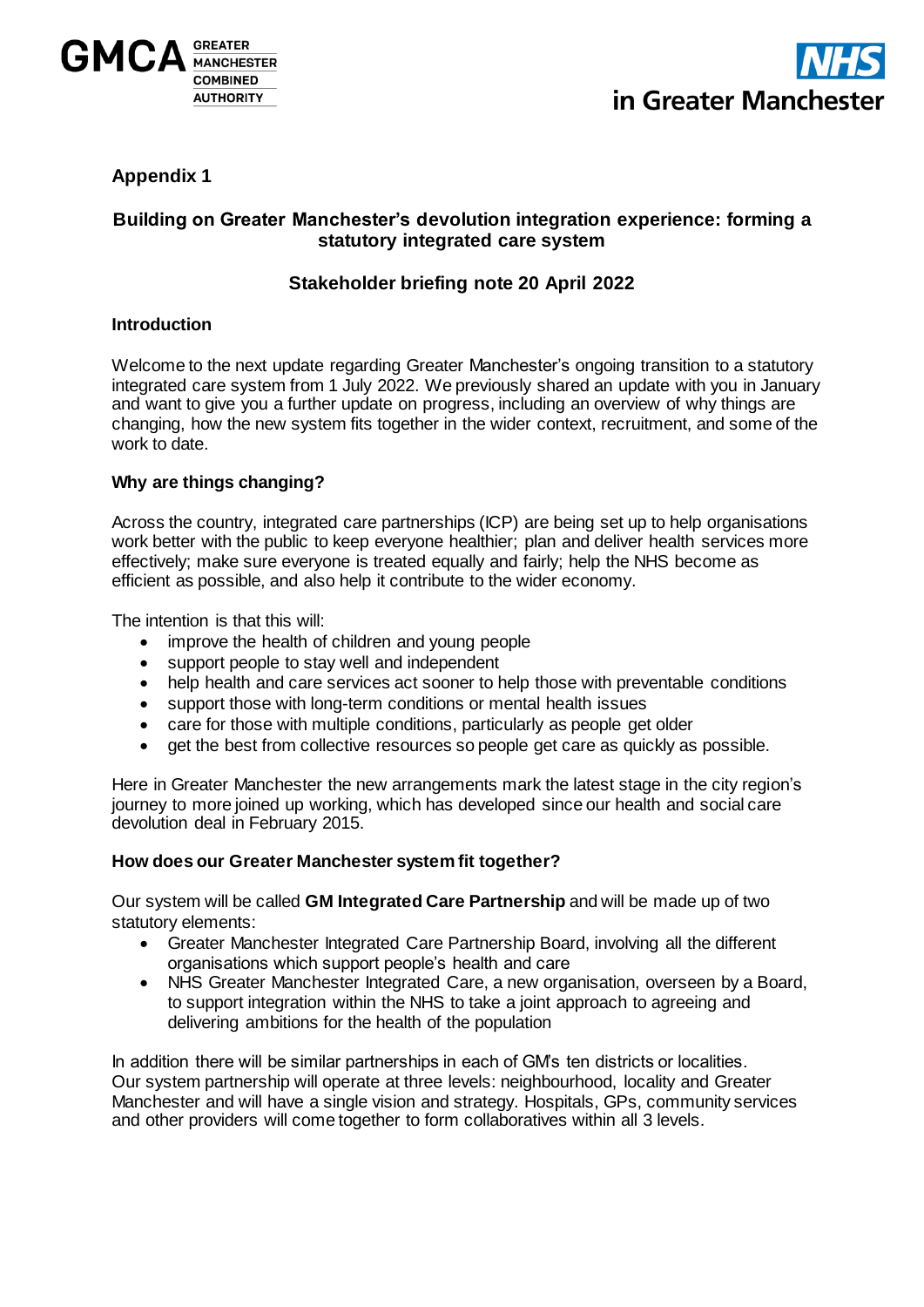## Appendix 1

### Building on Greater Manchester's devolution integration experience: forming a statutory integrated care system

### Stakeholder briefing note 20 April 2022

**Introduction**

Welcome to the next update regarding Greater Manchester's ongoing transition to a statutory integrated care system from 1 July 2022. We previously shared an update with you in January and want to give you a further update on progress, including an overview of why things are changing, how the new system fits together in the wider context, recruitment, and some of the work to date.

**Why are things changing?**

Across the country, integrated care partnerships (ICP) are being set up to help organisations work better with the public to keep everyone healthier; plan and deliver health services more effectively; make sure everyone is treated equally and fairly; help the NHS become as efficient as possible, and also help it contribute to the wider economy.

The intention is that this will:

- improve the health of children and young people
- support people to stay well and independent
- help health and care services act sooner to help those with preventable conditions
- support those with long-term conditions or mental health issues
- care for those with multiple conditions, particularly as people get older
- get the best from collective resources so people get care as quickly as possible.

Here in Greater Manchester the new arrangements mark the latest stage in the city region's journey to more joined up working, which has developed since our health and social care devolution deal in February 2015.

**How does our Greater Manchester system fit together?**

Our system will be called **GM Integrated Care Partnership** and will be made up of two statutory elements:

- Greater Manchester Integrated Care Partnership Board, involving all the different organisations which support people's health and care
- NHS Greater Manchester Integrated Care, a new organisation, overseen by a Board, to support integration within the NHS to take a joint approach to agreeing and delivering ambitions for the health of the population

In addition there will be similar partnerships in each of GM's ten districts or localities. Our system partnership will operate at three levels: neighbourhood, locality and Greater Manchester and will have a single vision and strategy. Hospitals, GPs, community services and other providers will come together to form collaboratives within all 3 levels.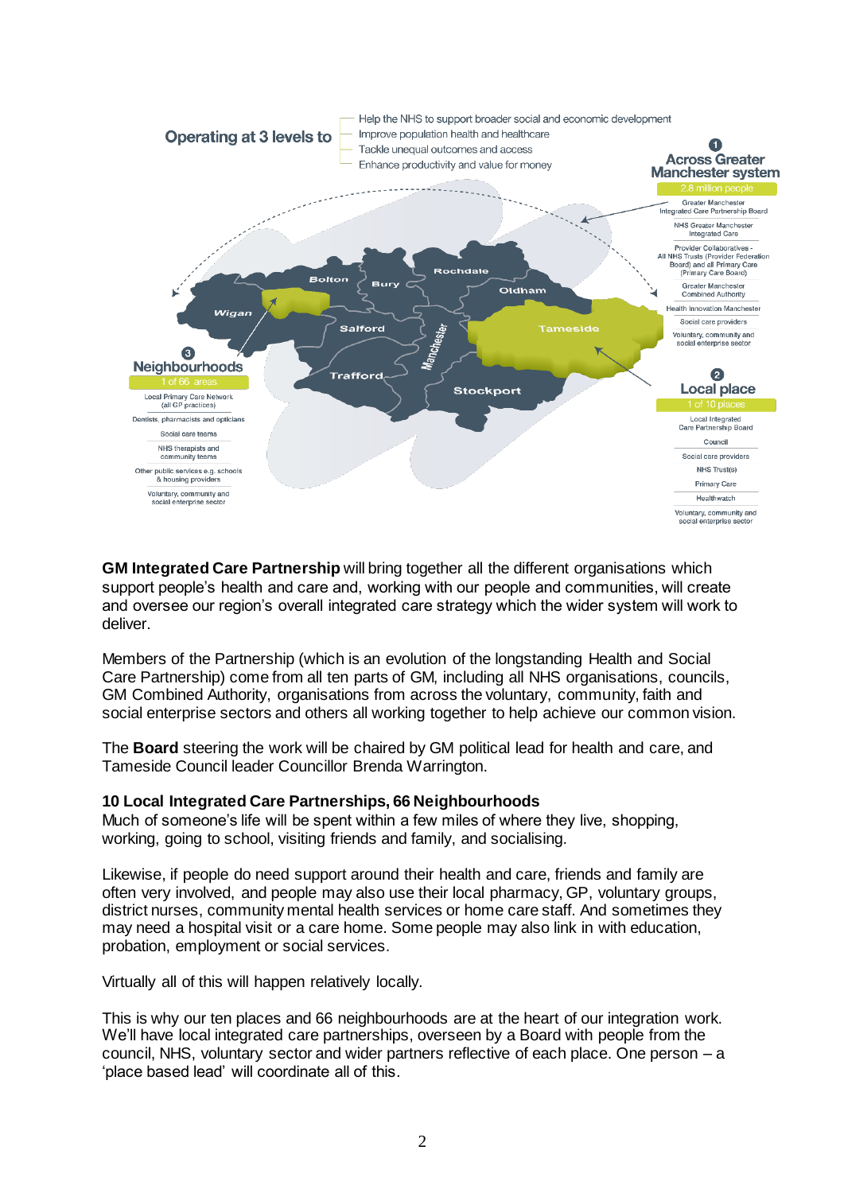Operating at 3 levels to

- Help the NHS to support broader social and economic development
- Improve population health and healthcare
- Tackle unequal outcomes and access
- Enhance productivity and value for money

**1 Across Greater Manchester system**

2.8 million people

- Greater Manchester Integrated Care Partnership Board
- NHS Greater Manchester Integrated Care
- Provider Collaboratives - All NHS Trusts (Provider Federation Board) and all Primary Care (Primary Care Board)
- Greater Manchester Combined Authority
- Health Innovation Manchester
- Social care providers
- Voluntary, community and social enterprise sector

**2 Local place**

1 of 10 places

- Local Integrated Care Partnership Board
- Council
- Social care providers
- NHS Trust(s)
- Primary Care
- Healthwatch
- Voluntary, community and social enterprise sector

**3 Neighbourhoods**

1 of 66 areas

- Local Primary Care Network (all GP practices)
- Dentists, pharmacists and opticians
- Social care teams
- NHS therapists and community teams
- Other public services e.g. schools & housing providers
- Voluntary, community and social enterprise sector

Wigan, Bolton, Bury, Rochdale, Oldham, Salford, Manchester, Tameside, Trafford, Stockport

**GM Integrated Care Partnership** will bring together all the different organisations which support people's health and care and, working with our people and communities, will create and oversee our region's overall integrated care strategy which the wider system will work to deliver.

Members of the Partnership (which is an evolution of the longstanding Health and Social Care Partnership) come from all ten parts of GM, including all NHS organisations, councils, GM Combined Authority, organisations from across the voluntary, community, faith and social enterprise sectors and others all working together to help achieve our common vision.

The **Board** steering the work will be chaired by GM political lead for health and care, and Tameside Council leader Councillor Brenda Warrington.

**10 Local Integrated Care Partnerships, 66 Neighbourhoods**

Much of someone's life will be spent within a few miles of where they live, shopping, working, going to school, visiting friends and family, and socialising.

Likewise, if people do need support around their health and care, friends and family are often very involved, and people may also use their local pharmacy, GP, voluntary groups, district nurses, community mental health services or home care staff. And sometimes they may need a hospital visit or a care home. Some people may also link in with education, probation, employment or social services.

Virtually all of this will happen relatively locally.

This is why our ten places and 66 neighbourhoods are at the heart of our integration work. We'll have local integrated care partnerships, overseen by a Board with people from the council, NHS, voluntary sector and wider partners reflective of each place. One person – a 'place based lead' will coordinate all of this.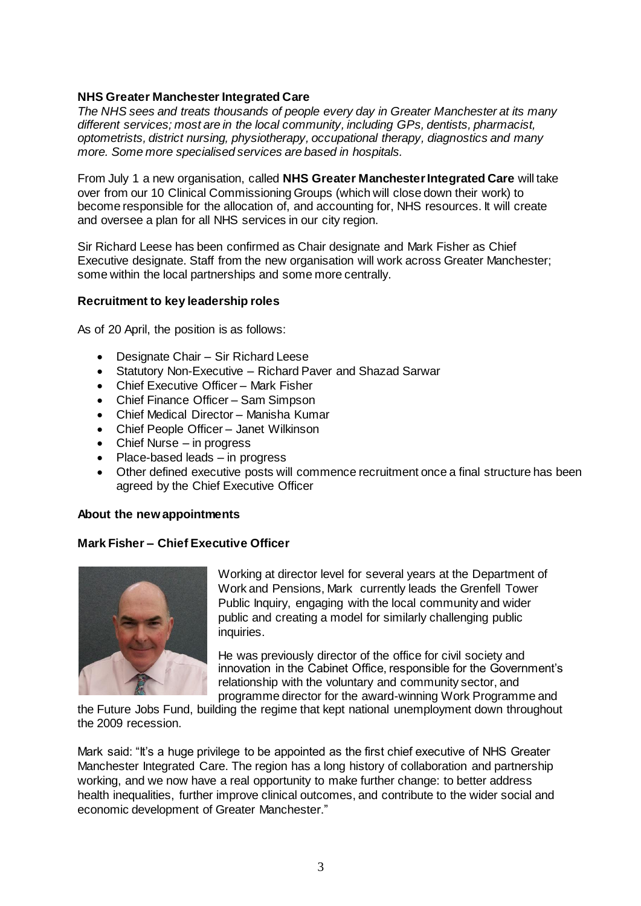**NHS Greater Manchester Integrated Care**

*The NHS sees and treats thousands of people every day in Greater Manchester at its many different services; most are in the local community, including GPs, dentists, pharmacist, optometrists, district nursing, physiotherapy, occupational therapy, diagnostics and many more. Some more specialised services are based in hospitals.*

From July 1 a new organisation, called **NHS Greater Manchester Integrated Care** will take over from our 10 Clinical Commissioning Groups (which will close down their work) to become responsible for the allocation of, and accounting for, NHS resources. It will create and oversee a plan for all NHS services in our city region.

Sir Richard Leese has been confirmed as Chair designate and Mark Fisher as Chief Executive designate. Staff from the new organisation will work across Greater Manchester; some within the local partnerships and some more centrally.

**Recruitment to key leadership roles**

As of 20 April, the position is as follows:

- Designate Chair – Sir Richard Leese
- Statutory Non-Executive – Richard Paver and Shazad Sarwar
- Chief Executive Officer – Mark Fisher
- Chief Finance Officer – Sam Simpson
- Chief Medical Director – Manisha Kumar
- Chief People Officer – Janet Wilkinson
- Chief Nurse – in progress
- Place-based leads – in progress
- Other defined executive posts will commence recruitment once a final structure has been agreed by the Chief Executive Officer

**About the new appointments**

**Mark Fisher – Chief Executive Officer**

Working at director level for several years at the Department of Work and Pensions, Mark currently leads the Grenfell Tower Public Inquiry, engaging with the local community and wider public and creating a model for similarly challenging public inquiries.

He was previously director of the office for civil society and innovation in the Cabinet Office, responsible for the Government's relationship with the voluntary and community sector, and programme director for the award-winning Work Programme and the Future Jobs Fund, building the regime that kept national unemployment down throughout the 2009 recession.

Mark said: "It's a huge privilege to be appointed as the first chief executive of NHS Greater Manchester Integrated Care. The region has a long history of collaboration and partnership working, and we now have a real opportunity to make further change: to better address health inequalities, further improve clinical outcomes, and contribute to the wider social and economic development of Greater Manchester."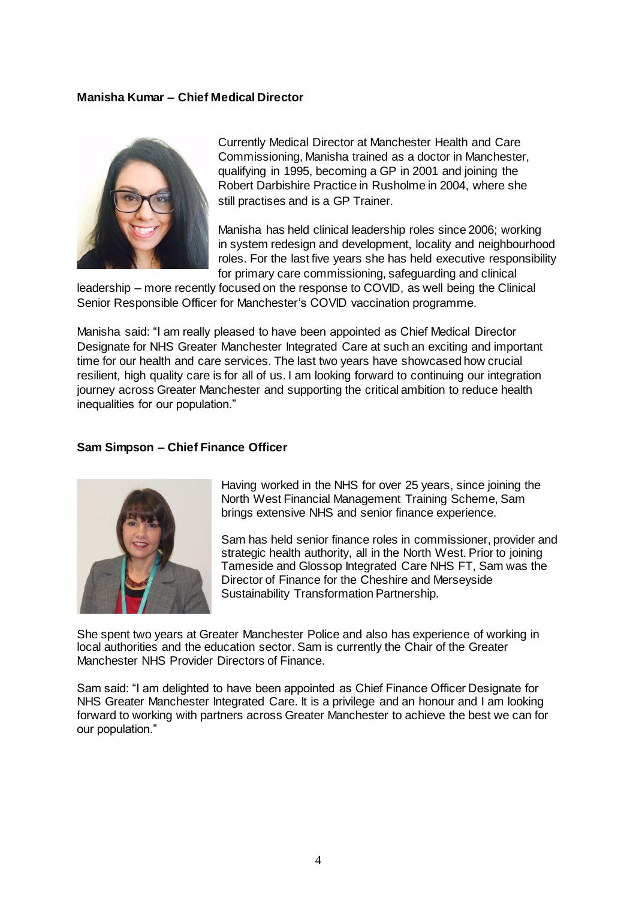**Manisha Kumar – Chief Medical Director**

Currently Medical Director at Manchester Health and Care Commissioning, Manisha trained as a doctor in Manchester, qualifying in 1995, becoming a GP in 2001 and joining the Robert Darbishire Practice in Rusholme in 2004, where she still practises and is a GP Trainer.

Manisha has held clinical leadership roles since 2006; working in system redesign and development, locality and neighbourhood roles. For the last five years she has held executive responsibility for primary care commissioning, safeguarding and clinical leadership – more recently focused on the response to COVID, as well being the Clinical Senior Responsible Officer for Manchester's COVID vaccination programme.

Manisha said: "I am really pleased to have been appointed as Chief Medical Director Designate for NHS Greater Manchester Integrated Care at such an exciting and important time for our health and care services. The last two years have showcased how crucial resilient, high quality care is for all of us. I am looking forward to continuing our integration journey across Greater Manchester and supporting the critical ambition to reduce health inequalities for our population."

**Sam Simpson – Chief Finance Officer**

Having worked in the NHS for over 25 years, since joining the North West Financial Management Training Scheme, Sam brings extensive NHS and senior finance experience.

Sam has held senior finance roles in commissioner, provider and strategic health authority, all in the North West. Prior to joining Tameside and Glossop Integrated Care NHS FT, Sam was the Director of Finance for the Cheshire and Merseyside Sustainability Transformation Partnership.

She spent two years at Greater Manchester Police and also has experience of working in local authorities and the education sector. Sam is currently the Chair of the Greater Manchester NHS Provider Directors of Finance.

Sam said: "I am delighted to have been appointed as Chief Finance Officer Designate for NHS Greater Manchester Integrated Care. It is a privilege and an honour and I am looking forward to working with partners across Greater Manchester to achieve the best we can for our population."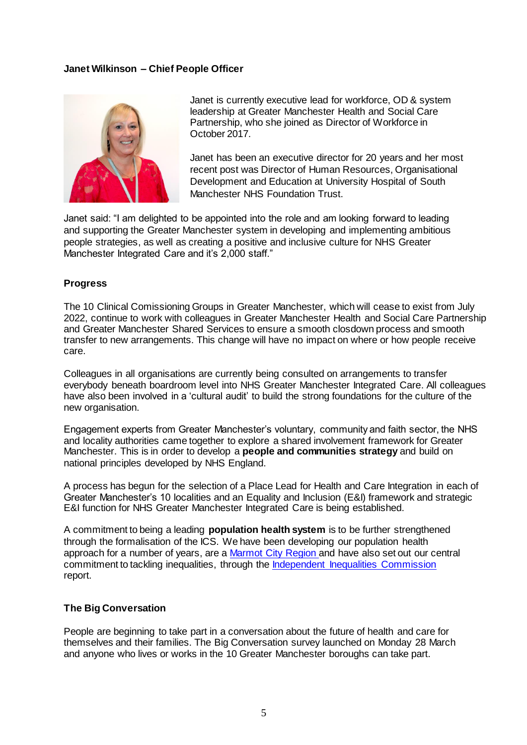**Janet Wilkinson – Chief People Officer**

Janet is currently executive lead for workforce, OD & system leadership at Greater Manchester Health and Social Care Partnership, who she joined as Director of Workforce in October 2017.

Janet has been an executive director for 20 years and her most recent post was Director of Human Resources, Organisational Development and Education at University Hospital of South Manchester NHS Foundation Trust.

Janet said: "I am delighted to be appointed into the role and am looking forward to leading and supporting the Greater Manchester system in developing and implementing ambitious people strategies, as well as creating a positive and inclusive culture for NHS Greater Manchester Integrated Care and it's 2,000 staff."

## Progress

The 10 Clinical Comissioning Groups in Greater Manchester, which will cease to exist from July 2022, continue to work with colleagues in Greater Manchester Health and Social Care Partnership and Greater Manchester Shared Services to ensure a smooth closdown process and smooth transfer to new arrangements. This change will have no impact on where or how people receive care.

Colleagues in all organisations are currently being consulted on arrangements to transfer everybody beneath boardroom level into NHS Greater Manchester Integrated Care. All colleagues have also been involved in a 'cultural audit' to build the strong foundations for the culture of the new organisation.

Engagement experts from Greater Manchester's voluntary, community and faith sector, the NHS and locality authorities came together to explore a shared involvement framework for Greater Manchester. This is in order to develop a **people and communities strategy** and build on national principles developed by NHS England.

A process has begun for the selection of a Place Lead for Health and Care Integration in each of Greater Manchester's 10 localities and an Equality and Inclusion (E&I) framework and strategic E&I function for NHS Greater Manchester Integrated Care is being established.

A commitment to being a leading **population health system** is to be further strengthened through the formalisation of the ICS. We have been developing our population health approach for a number of years, are a Marmot City Region and have also set out our central commitment to tackling inequalities, through the Independent Inequalities Commission report.

## The Big Conversation

People are beginning to take part in a conversation about the future of health and care for themselves and their families. The Big Conversation survey launched on Monday 28 March and anyone who lives or works in the 10 Greater Manchester boroughs can take part.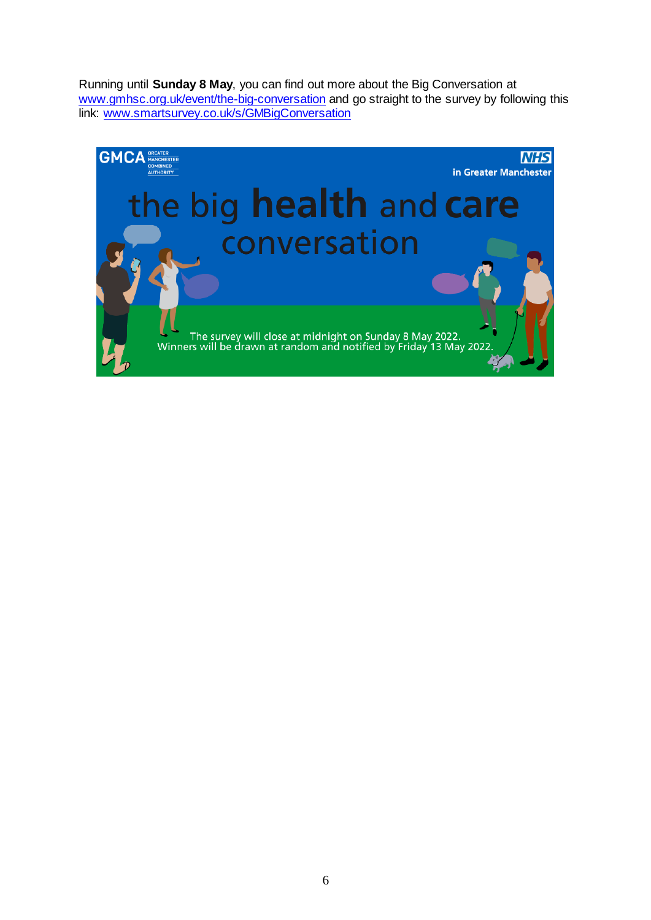Running until **Sunday 8 May**, you can find out more about the Big Conversation at www.gmhsc.org.uk/event/the-big-conversation and go straight to the survey by following this link: www.smartsurvey.co.uk/s/GMBigConversation

GMCA GREATER MANCHESTER COMBINED AUTHORITY

NHS in Greater Manchester

the big **health** and **care** conversation

The survey will close at midnight on Sunday 8 May 2022.
Winners will be drawn at random and notified by Friday 13 May 2022.